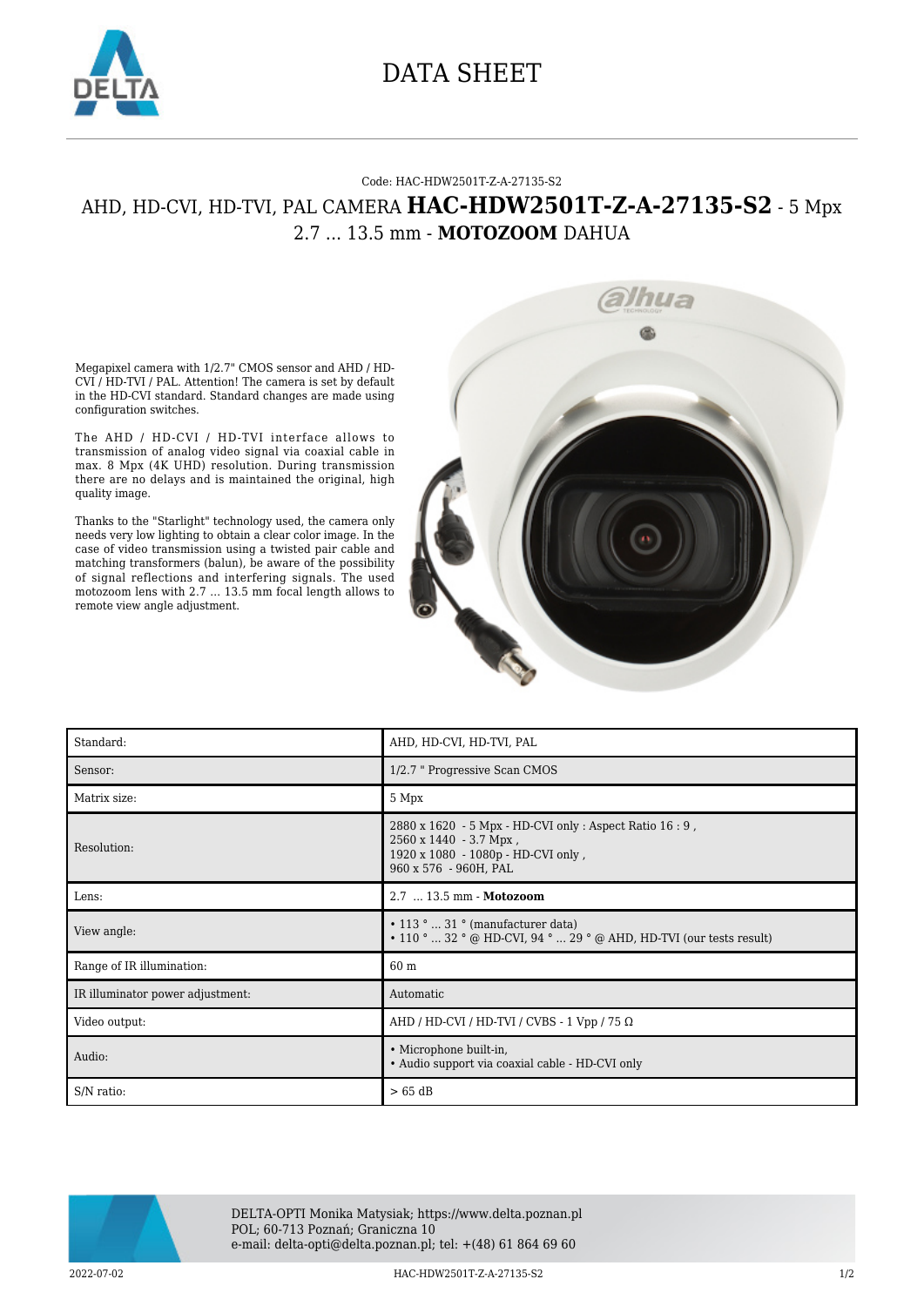# DATA SHEET

Code: HAC-HDW2501T-Z-A-27135-S2

## AHD, HD-CVI, HD-TVI, PAL CAMERA **HAC-HDW2501T-Z-A-27135-S2** - 5 Mpx 2.7 ... 13.5 mm - **MOTOZOOM** DAHUA

Megapixel camera with 1/2.7" CMOS sensor and AHD / HD-CVI / HD-TVI / PAL. Attention! The camera is set by default in the HD-CVI standard. Standard changes are made using configuration switches.

The AHD / HD-CVI / HD-TVI interface allows to transmission of analog video signal via coaxial cable in max. 8 Mpx (4K UHD) resolution. During transmission there are no delays and is maintained the original, high quality image.

Thanks to the "Starlight" technology used, the camera only needs very low lighting to obtain a clear color image. In the case of video transmission using a twisted pair cable and matching transformers (balun), be aware of the possibility of signal reflections and interfering signals. The used motozoom lens with 2.7 ... 13.5 mm focal length allows to remote view angle adjustment.

| | |
|---|---|
| Standard: | AHD, HD-CVI, HD-TVI, PAL |
| Sensor: | 1/2.7 " Progressive Scan CMOS |
| Matrix size: | 5 Mpx |
| Resolution: | 2880 x 1620 - 5 Mpx - HD-CVI only : Aspect Ratio 16 : 9 ,<br>2560 x 1440 - 3.7 Mpx ,<br>1920 x 1080 - 1080p - HD-CVI only ,<br>960 x 576 - 960H, PAL |
| Lens: | 2.7 ... 13.5 mm - **Motozoom** |
| View angle: | • 113 ° ... 31 ° (manufacturer data)<br>• 110 ° ... 32 ° @ HD-CVI, 94 ° ... 29 ° @ AHD, HD-TVI (our tests result) |
| Range of IR illumination: | 60 m |
| IR illuminator power adjustment: | Automatic |
| Video output: | AHD / HD-CVI / HD-TVI / CVBS - 1 Vpp / 75 Ω |
| Audio: | • Microphone built-in,<br>• Audio support via coaxial cable - HD-CVI only |
| S/N ratio: | > 65 dB |

DELTA-OPTI Monika Matysiak; https://www.delta.poznan.pl
POL; 60-713 Poznań; Graniczna 10
e-mail: delta-opti@delta.poznan.pl; tel: +(48) 61 864 69 60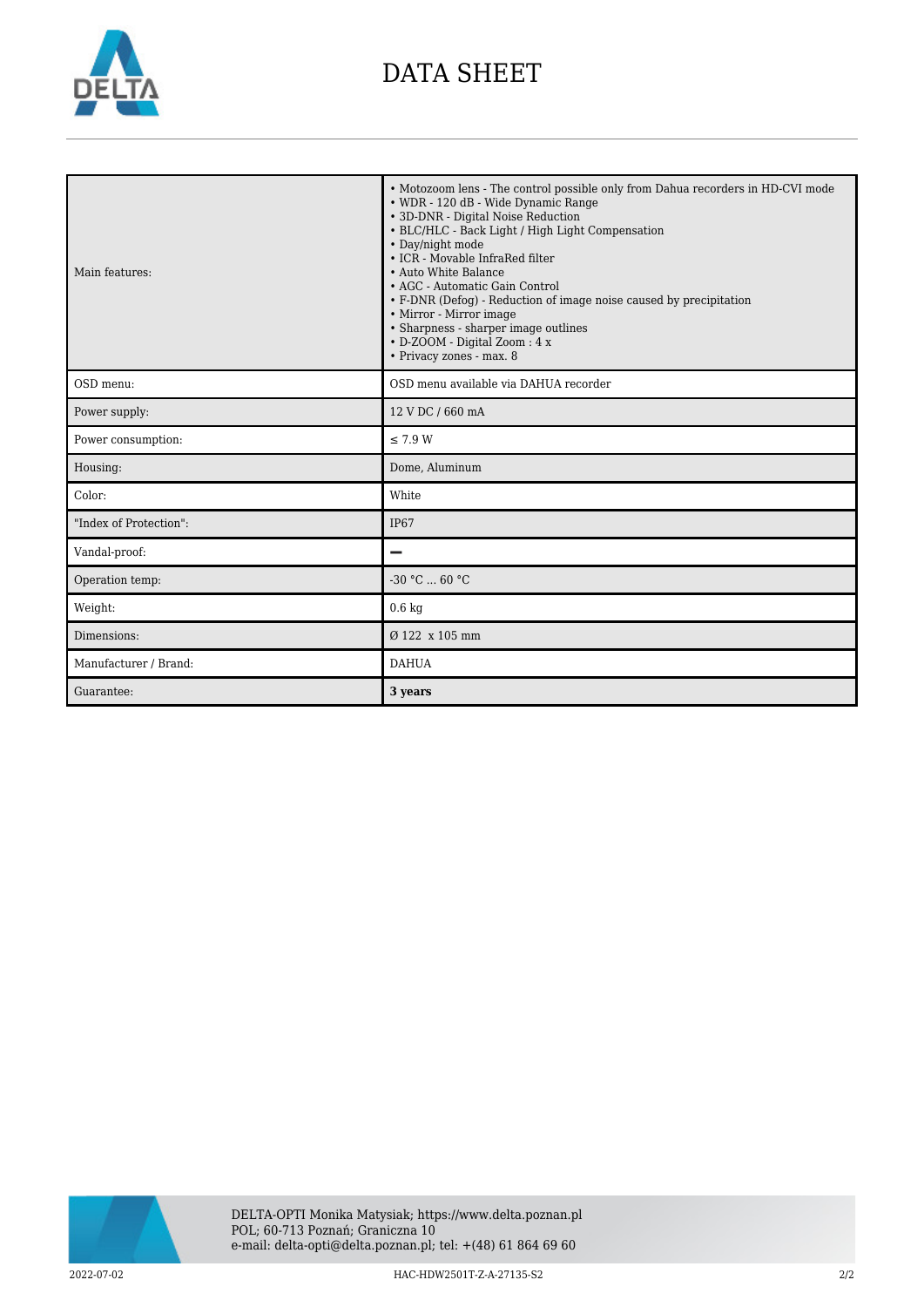# DATA SHEET

| | |
|---|---|
| Main features: | • Motozoom lens - The control possible only from Dahua recorders in HD-CVI mode<br>• WDR - 120 dB - Wide Dynamic Range<br>• 3D-DNR - Digital Noise Reduction<br>• BLC/HLC - Back Light / High Light Compensation<br>• Day/night mode<br>• ICR - Movable InfraRed filter<br>• Auto White Balance<br>• AGC - Automatic Gain Control<br>• F-DNR (Defog) - Reduction of image noise caused by precipitation<br>• Mirror - Mirror image<br>• Sharpness - sharper image outlines<br>• D-ZOOM - Digital Zoom : 4 x<br>• Privacy zones - max. 8 |
| OSD menu: | OSD menu available via DAHUA recorder |
| Power supply: | 12 V DC / 660 mA |
| Power consumption: | ≤ 7.9 W |
| Housing: | Dome, Aluminum |
| Color: | White |
| "Index of Protection": | IP67 |
| Vandal-proof: | – |
| Operation temp: | -30 °C ... 60 °C |
| Weight: | 0.6 kg |
| Dimensions: | Ø 122 x 105 mm |
| Manufacturer / Brand: | DAHUA |
| Guarantee: | **3 years** |

DELTA-OPTI Monika Matysiak; https://www.delta.poznan.pl
POL; 60-713 Poznań; Graniczna 10
e-mail: delta-opti@delta.poznan.pl; tel: +(48) 61 864 69 60

2022-07-02 HAC-HDW2501T-Z-A-27135-S2